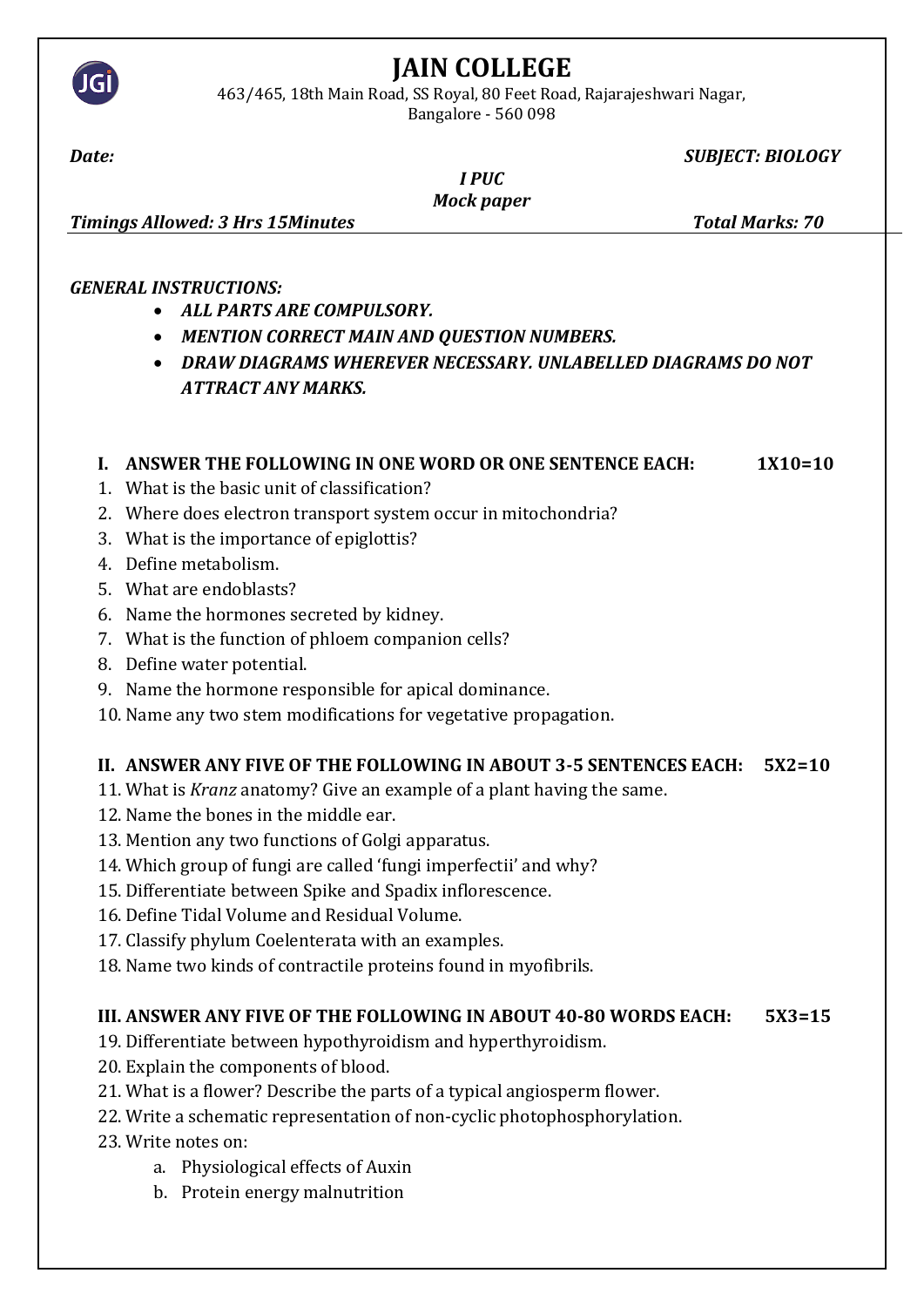# JAIN COLLEGE

463/465, 18th Main Road, SS Royal, 80 Feet Road, Rajarajeshwari Nagar,
Bangalore - 560 098

***Date:*** ***SUBJECT: BIOLOGY***

***I PUC***

***Mock paper***

***Timings Allowed: 3 Hrs 15Minutes*** ***Total Marks: 70***

***GENERAL INSTRUCTIONS:***

- ***ALL PARTS ARE COMPULSORY.***
- ***MENTION CORRECT MAIN AND QUESTION NUMBERS.***
- ***DRAW DIAGRAMS WHEREVER NECESSARY. UNLABELLED DIAGRAMS DO NOT ATTRACT ANY MARKS.***

## I. ANSWER THE FOLLOWING IN ONE WORD OR ONE SENTENCE EACH: 1X10=10

1. What is the basic unit of classification?
2. Where does electron transport system occur in mitochondria?
3. What is the importance of epiglottis?
4. Define metabolism.
5. What are endoblasts?
6. Name the hormones secreted by kidney.
7. What is the function of phloem companion cells?
8. Define water potential.
9. Name the hormone responsible for apical dominance.
10. Name any two stem modifications for vegetative propagation.

## II. ANSWER ANY FIVE OF THE FOLLOWING IN ABOUT 3-5 SENTENCES EACH: 5X2=10

11. What is *Kranz* anatomy? Give an example of a plant having the same.
12. Name the bones in the middle ear.
13. Mention any two functions of Golgi apparatus.
14. Which group of fungi are called 'fungi imperfectii' and why?
15. Differentiate between Spike and Spadix inflorescence.
16. Define Tidal Volume and Residual Volume.
17. Classify phylum Coelenterata with an examples.
18. Name two kinds of contractile proteins found in myofibrils.

## III. ANSWER ANY FIVE OF THE FOLLOWING IN ABOUT 40-80 WORDS EACH: 5X3=15

19. Differentiate between hypothyroidism and hyperthyroidism.
20. Explain the components of blood.
21. What is a flower? Describe the parts of a typical angiosperm flower.
22. Write a schematic representation of non-cyclic photophosphorylation.
23. Write notes on:
    a. Physiological effects of Auxin
    b. Protein energy malnutrition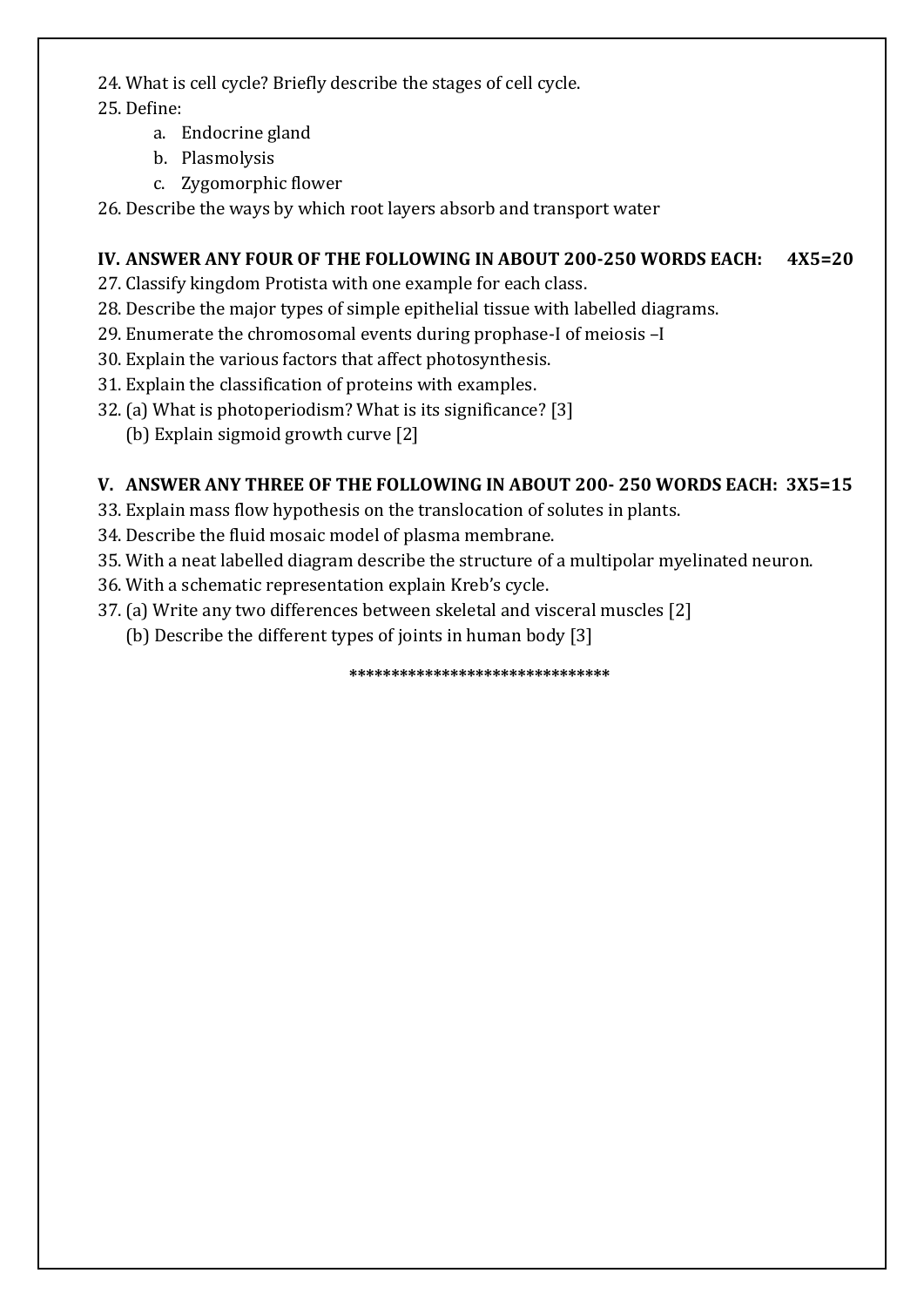24. What is cell cycle? Briefly describe the stages of cell cycle.
25. Define:
    a. Endocrine gland
    b. Plasmolysis
    c. Zygomorphic flower
26. Describe the ways by which root layers absorb and transport water

## IV. ANSWER ANY FOUR OF THE FOLLOWING IN ABOUT 200-250 WORDS EACH: 4X5=20

27. Classify kingdom Protista with one example for each class.
28. Describe the major types of simple epithelial tissue with labelled diagrams.
29. Enumerate the chromosomal events during prophase-I of meiosis –I
30. Explain the various factors that affect photosynthesis.
31. Explain the classification of proteins with examples.
32. (a) What is photoperiodism? What is its significance? [3]
    (b) Explain sigmoid growth curve [2]

## V. ANSWER ANY THREE OF THE FOLLOWING IN ABOUT 200- 250 WORDS EACH: 3X5=15

33. Explain mass flow hypothesis on the translocation of solutes in plants.
34. Describe the fluid mosaic model of plasma membrane.
35. With a neat labelled diagram describe the structure of a multipolar myelinated neuron.
36. With a schematic representation explain Kreb's cycle.
37. (a) Write any two differences between skeletal and visceral muscles [2]
    (b) Describe the different types of joints in human body [3]

*******************************